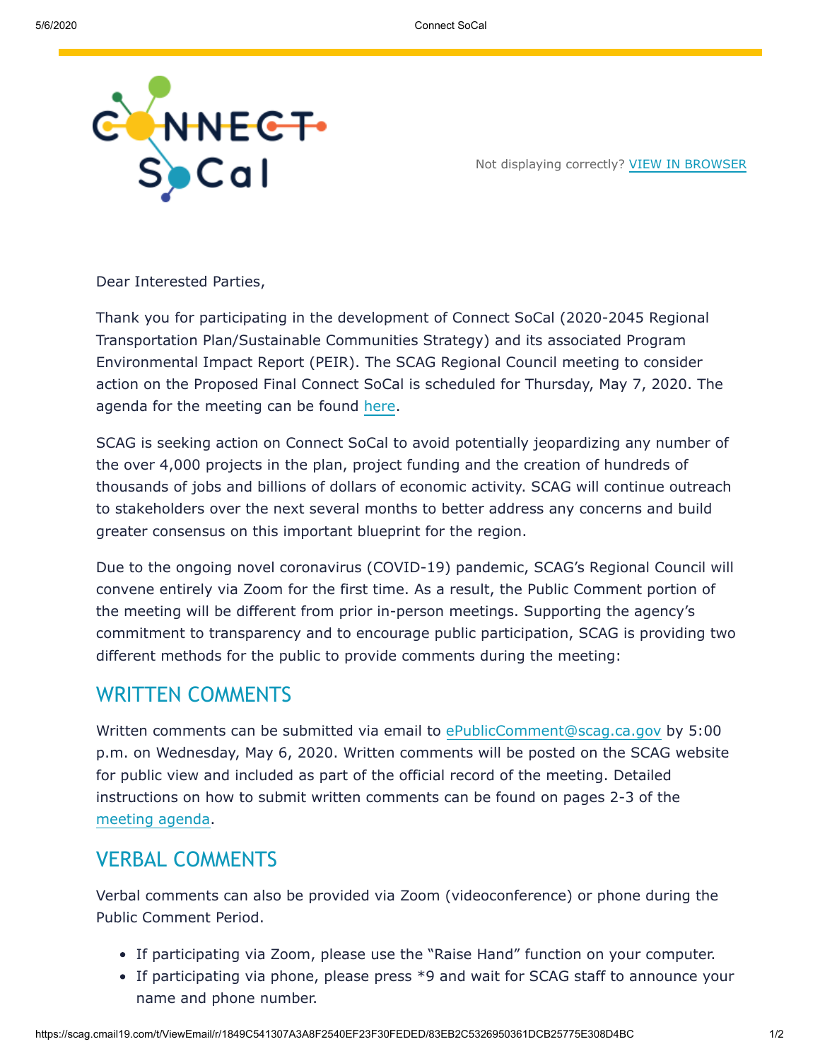Not displaying correctly? VIEW IN BROWSER

Dear Interested Parties,

Thank you for participating in the development of Connect SoCal (2020-2045 Regional Transportation Plan/Sustainable Communities Strategy) and its associated Program Environmental Impact Report (PEIR). The SCAG Regional Council meeting to consider action on the Proposed Final Connect SoCal is scheduled for Thursday, May 7, 2020. The agenda for the meeting can be found here.

SCAG is seeking action on Connect SoCal to avoid potentially jeopardizing any number of the over 4,000 projects in the plan, project funding and the creation of hundreds of thousands of jobs and billions of dollars of economic activity. SCAG will continue outreach to stakeholders over the next several months to better address any concerns and build greater consensus on this important blueprint for the region.

Due to the ongoing novel coronavirus (COVID-19) pandemic, SCAG's Regional Council will convene entirely via Zoom for the first time. As a result, the Public Comment portion of the meeting will be different from prior in-person meetings. Supporting the agency's commitment to transparency and to encourage public participation, SCAG is providing two different methods for the public to provide comments during the meeting:

## WRITTEN COMMENTS

Written comments can be submitted via email to ePublicComment@scag.ca.gov by 5:00 p.m. on Wednesday, May 6, 2020. Written comments will be posted on the SCAG website for public view and included as part of the official record of the meeting. Detailed instructions on how to submit written comments can be found on pages 2-3 of the meeting agenda.

## VERBAL COMMENTS

Verbal comments can also be provided via Zoom (videoconference) or phone during the Public Comment Period.

- If participating via Zoom, please use the "Raise Hand" function on your computer.
- If participating via phone, please press *9 and wait for SCAG staff to announce your name and phone number.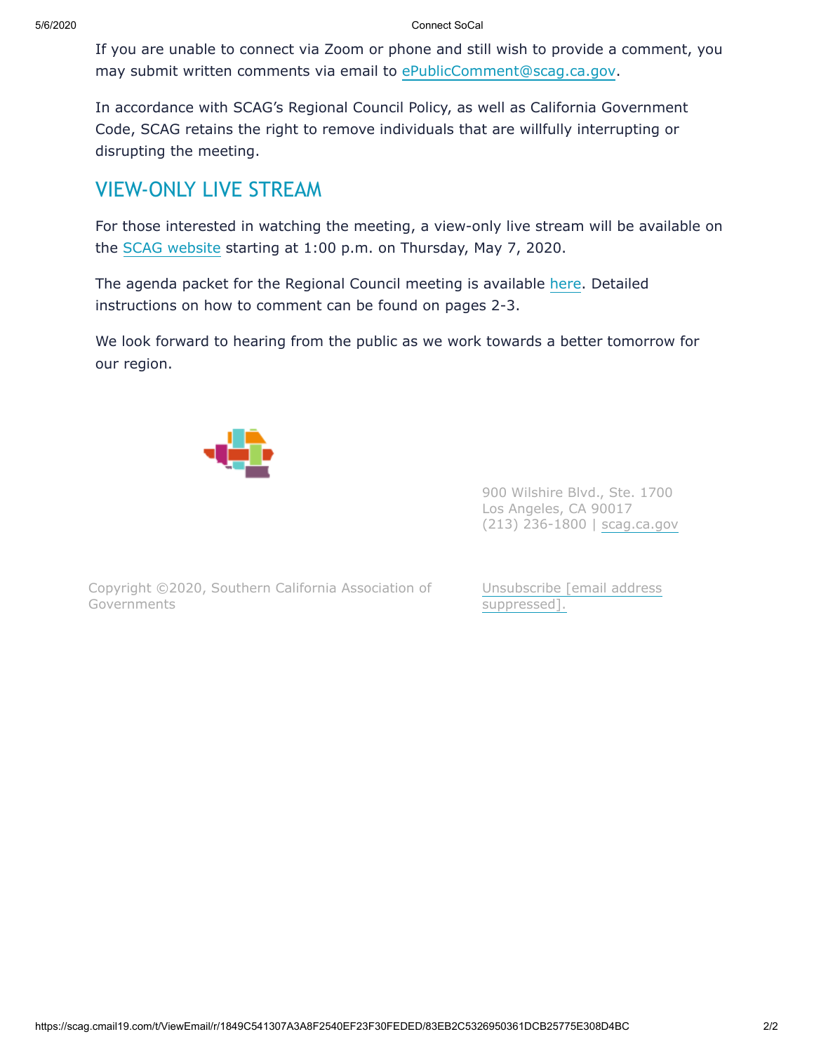If you are unable to connect via Zoom or phone and still wish to provide a comment, you may submit written comments via email to ePublicComment@scag.ca.gov.

In accordance with SCAG's Regional Council Policy, as well as California Government Code, SCAG retains the right to remove individuals that are willfully interrupting or disrupting the meeting.

## VIEW-ONLY LIVE STREAM

For those interested in watching the meeting, a view-only live stream will be available on the SCAG website starting at 1:00 p.m. on Thursday, May 7, 2020.

The agenda packet for the Regional Council meeting is available here. Detailed instructions on how to comment can be found on pages 2-3.

We look forward to hearing from the public as we work towards a better tomorrow for our region.

900 Wilshire Blvd., Ste. 1700
Los Angeles, CA 90017
(213) 236-1800 | scag.ca.gov

Copyright ©2020, Southern California Association of Governments

Unsubscribe [email address suppressed].